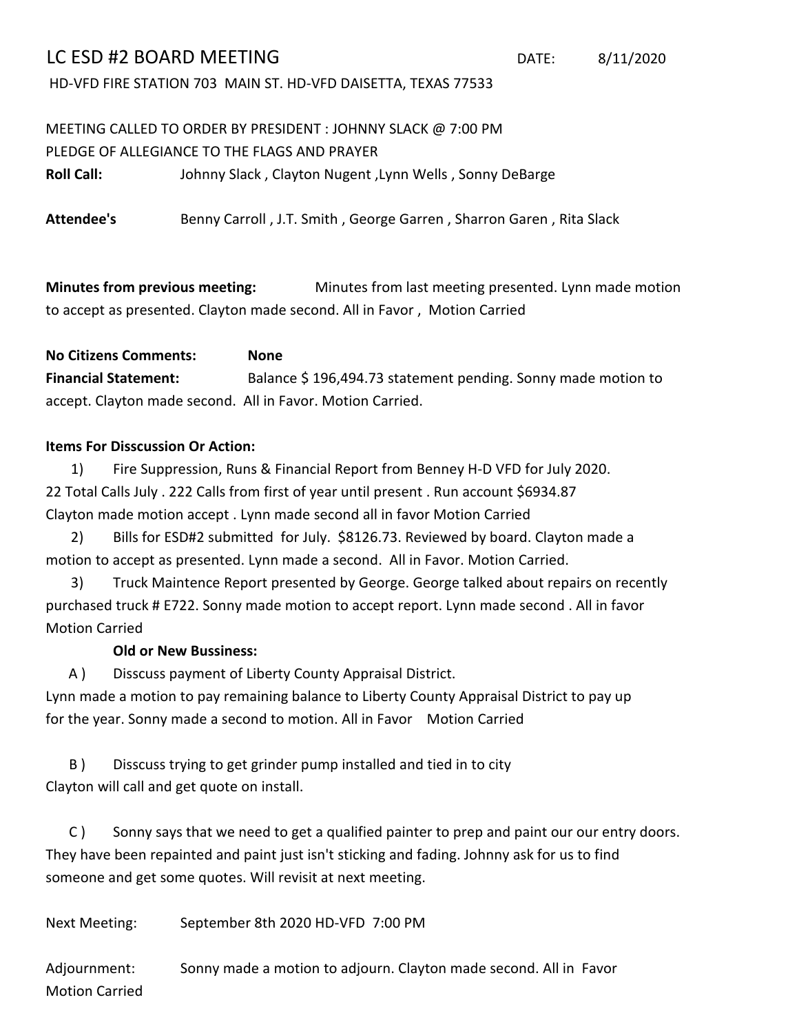# LC ESD #2 BOARD MEETING

DATE: 8/11/2020

HD-VFD FIRE STATION 703 MAIN ST. HD-VFD DAISETTA, TEXAS 77533

MEETING CALLED TO ORDER BY PRESIDENT : JOHNNY SLACK @ 7:00 PM

PLEDGE OF ALLEGIANCE TO THE FLAGS AND PRAYER

**Roll Call:** Johnny Slack , Clayton Nugent ,Lynn Wells , Sonny DeBarge

**Attendee's** Benny Carroll , J.T. Smith , George Garren , Sharron Garen , Rita Slack

**Minutes from previous meeting:** Minutes from last meeting presented. Lynn made motion to accept as presented. Clayton made second. All in Favor , Motion Carried

**No Citizens Comments:** **None**

**Financial Statement:** Balance $ 196,494.73 statement pending. Sonny made motion to accept. Clayton made second. All in Favor. Motion Carried.

**Items For Disscussion Or Action:**

1) Fire Suppression, Runs & Financial Report from Benney H-D VFD for July 2020. 22 Total Calls July . 222 Calls from first of year until present . Run account $6934.87 Clayton made motion accept . Lynn made second all in favor Motion Carried

2) Bills for ESD#2 submitted for July. $8126.73. Reviewed by board. Clayton made a motion to accept as presented. Lynn made a second. All in Favor. Motion Carried.

3) Truck Maintence Report presented by George. George talked about repairs on recently purchased truck # E722. Sonny made motion to accept report. Lynn made second . All in favor Motion Carried

**Old or New Bussiness:**

A ) Disscuss payment of Liberty County Appraisal District.
Lynn made a motion to pay remaining balance to Liberty County Appraisal District to pay up for the year. Sonny made a second to motion. All in Favor Motion Carried

B ) Disscuss trying to get grinder pump installed and tied in to city
Clayton will call and get quote on install.

C ) Sonny says that we need to get a qualified painter to prep and paint our our entry doors. They have been repainted and paint just isn't sticking and fading. Johnny ask for us to find someone and get some quotes. Will revisit at next meeting.

Next Meeting: September 8th 2020 HD-VFD 7:00 PM

Adjournment: Sonny made a motion to adjourn. Clayton made second. All in Favor Motion Carried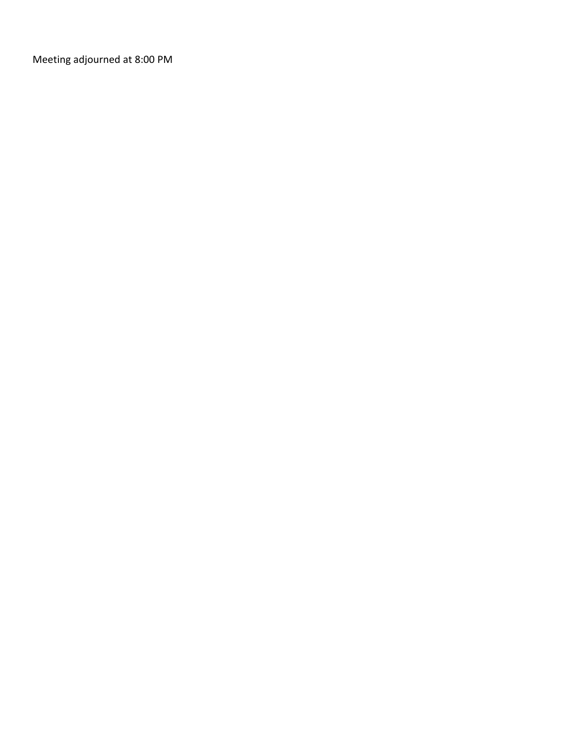Meeting adjourned at 8:00 PM